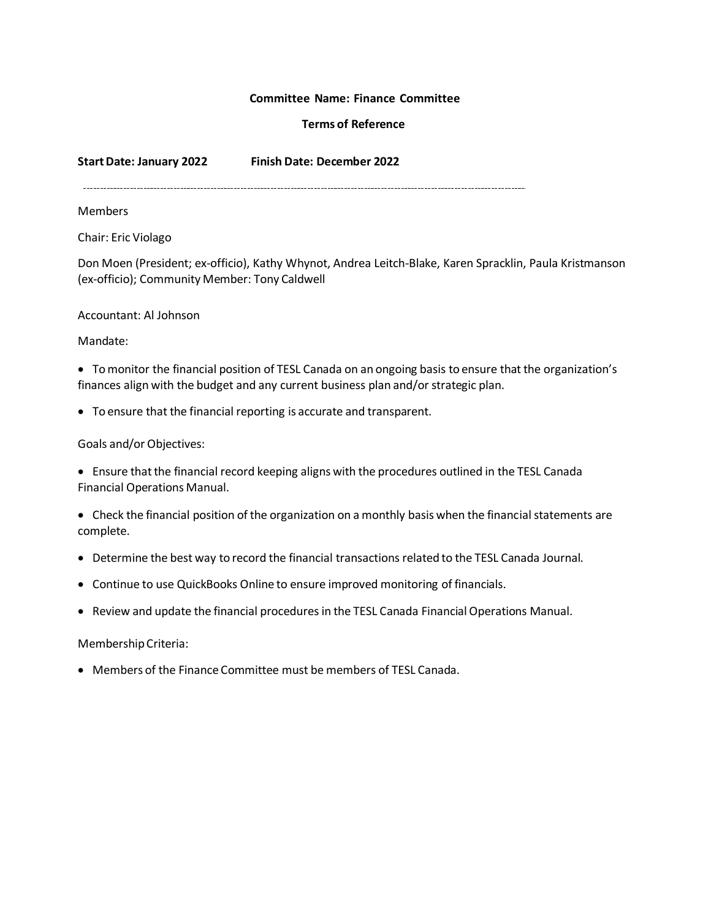**Committee Name: Finance Committee**

**Terms of Reference**

**Start Date: January 2022 Finish Date: December 2022**

---

Members

Chair: Eric Violago

Don Moen (President; ex-officio), Kathy Whynot, Andrea Leitch-Blake, Karen Spracklin, Paula Kristmanson (ex-officio); Community Member: Tony Caldwell

Accountant: Al Johnson

Mandate:

- To monitor the financial position of TESL Canada on an ongoing basis to ensure that the organization's finances align with the budget and any current business plan and/or strategic plan.
- To ensure that the financial reporting is accurate and transparent.

Goals and/or Objectives:

- Ensure that the financial record keeping aligns with the procedures outlined in the TESL Canada Financial Operations Manual.
- Check the financial position of the organization on a monthly basis when the financial statements are complete.
- Determine the best way to record the financial transactions related to the TESL Canada Journal.
- Continue to use QuickBooks Online to ensure improved monitoring of financials.
- Review and update the financial procedures in the TESL Canada Financial Operations Manual.

Membership Criteria:

- Members of the Finance Committee must be members of TESL Canada.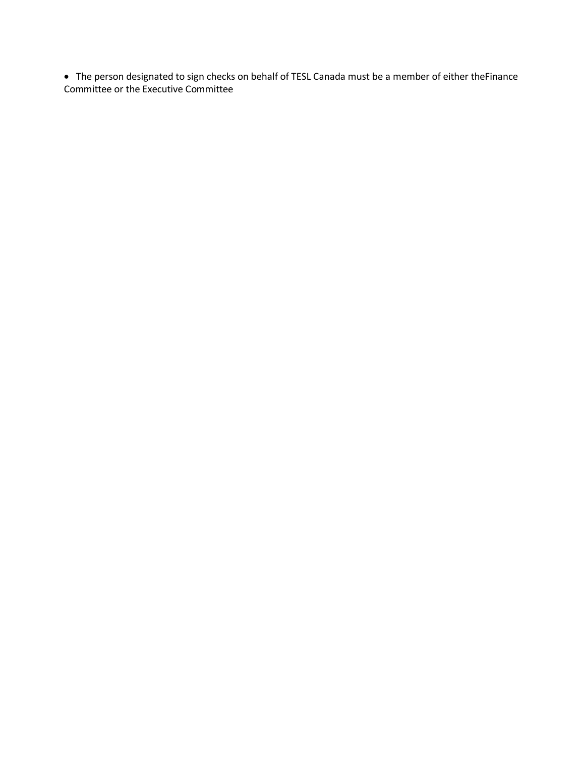- The person designated to sign checks on behalf of TESL Canada must be a member of either theFinance Committee or the Executive Committee